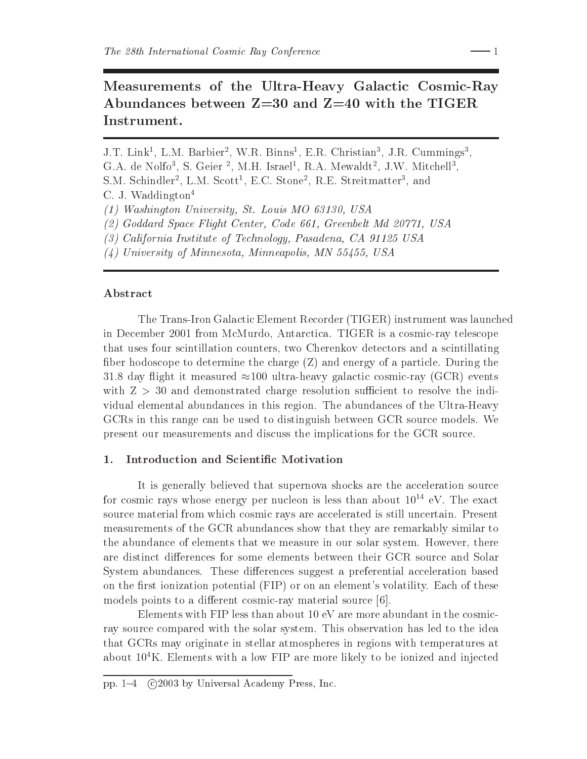# Measurements of the Ultra-Heavy Galactic Cosmic-Ray Abundances between Z=30 and Z=40 with the TIGER Instrument.

J.T. Link[1], L.M. Barbier[2], W.R. Binns[1], E.R. Christian[3], J.R. Cummings[3], G.A. de Nolfo[3], S. Geier [2], M.H. Israel[1], R.A. Mewaldt[2], J.W. Mitchell[3], S.M. Schindler[2], L.M. Scott[1], E.C. Stone[2], R.E. Streitmatter[3], and C. J. Waddington[4]

*(1) Washington University, St. Louis MO 63130, USA*
*(2) Goddard Space Flight Center, Code 661, Greenbelt Md 20771, USA*
*(3) California Institute of Technology, Pasadena, CA 91125 USA*
*(4) University of Minnesota, Minneapolis, MN 55455, USA*

## Abstract

The Trans-Iron Galactic Element Recorder (TIGER) instrument was launched in December 2001 from McMurdo, Antarctica. TIGER is a cosmic-ray telescope that uses four scintillation counters, two Cherenkov detectors and a scintillating fiber hodoscope to determine the charge (Z) and energy of a particle. During the 31.8 day flight it measured ≈100 ultra-heavy galactic cosmic-ray (GCR) events with $Z > 30$ and demonstrated charge resolution sufficient to resolve the individual elemental abundances in this region. The abundances of the Ultra-Heavy GCRs in this range can be used to distinguish between GCR source models. We present our measurements and discuss the implications for the GCR source.

## 1. Introduction and Scientific Motivation

It is generally believed that supernova shocks are the acceleration source for cosmic rays whose energy per nucleon is less than about $10^{14}$ eV. The exact source material from which cosmic rays are accelerated is still uncertain. Present measurements of the GCR abundances show that they are remarkably similar to the abundance of elements that we measure in our solar system. However, there are distinct differences for some elements between their GCR source and Solar System abundances. These differences suggest a preferential acceleration based on the first ionization potential (FIP) or on an element's volatility. Each of these models points to a different cosmic-ray material source [6].

Elements with FIP less than about 10 eV are more abundant in the cosmic-ray source compared with the solar system. This observation has led to the idea that GCRs may originate in stellar atmospheres in regions with temperatures at about $10^4$K. Elements with a low FIP are more likely to be ionized and injected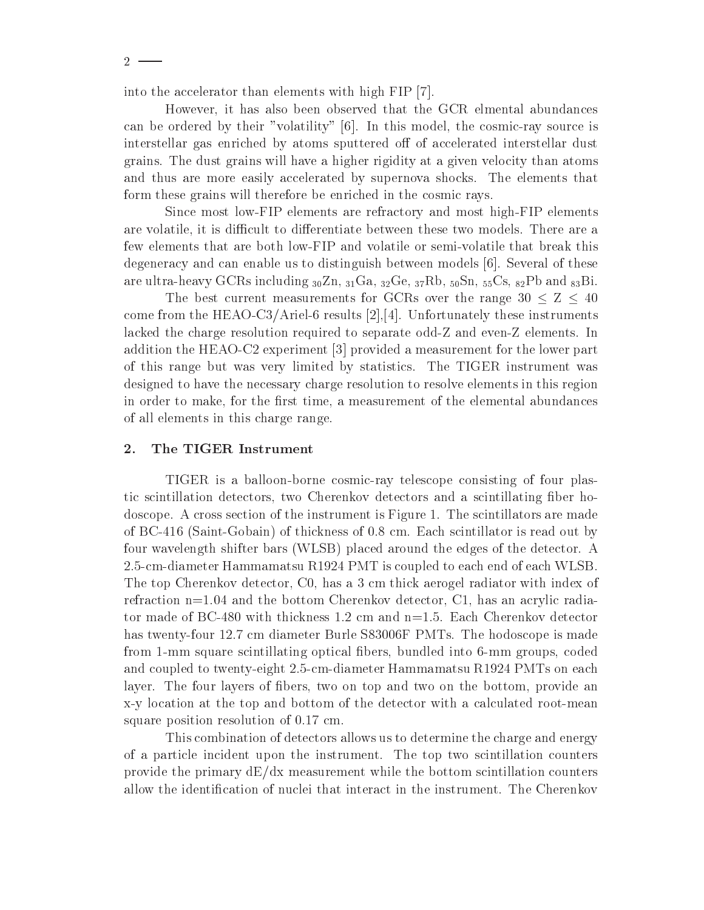into the accelerator than elements with high FIP [7].

However, it has also been observed that the GCR elmental abundances can be ordered by their "volatility" [6]. In this model, the cosmic-ray source is interstellar gas enriched by atoms sputtered off of accelerated interstellar dust grains. The dust grains will have a higher rigidity at a given velocity than atoms and thus are more easily accelerated by supernova shocks. The elements that form these grains will therefore be enriched in the cosmic rays.

Since most low-FIP elements are refractory and most high-FIP elements are volatile, it is difficult to differentiate between these two models. There are a few elements that are both low-FIP and volatile or semi-volatile that break this degeneracy and can enable us to distinguish between models [6]. Several of these are ultra-heavy GCRs including $_{30}$Zn, $_{31}$Ga, $_{32}$Ge, $_{37}$Rb, $_{50}$Sn, $_{55}$Cs, $_{82}$Pb and $_{83}$Bi.

The best current measurements for GCRs over the range $30 \leq Z \leq 40$ come from the HEAO-C3/Ariel-6 results [2],[4]. Unfortunately these instruments lacked the charge resolution required to separate odd-Z and even-Z elements. In addition the HEAO-C2 experiment [3] provided a measurement for the lower part of this range but was very limited by statistics. The TIGER instrument was designed to have the necessary charge resolution to resolve elements in this region in order to make, for the first time, a measurement of the elemental abundances of all elements in this charge range.

## 2. The TIGER Instrument

TIGER is a balloon-borne cosmic-ray telescope consisting of four plastic scintillation detectors, two Cherenkov detectors and a scintillating fiber hodoscope. A cross section of the instrument is Figure 1. The scintillators are made of BC-416 (Saint-Gobain) of thickness of 0.8 cm. Each scintillator is read out by four wavelength shifter bars (WLSB) placed around the edges of the detector. A 2.5-cm-diameter Hammamatsu R1924 PMT is coupled to each end of each WLSB. The top Cherenkov detector, C0, has a 3 cm thick aerogel radiator with index of refraction n=1.04 and the bottom Cherenkov detector, C1, has an acrylic radiator made of BC-480 with thickness 1.2 cm and n=1.5. Each Cherenkov detector has twenty-four 12.7 cm diameter Burle S83006F PMTs. The hodoscope is made from 1-mm square scintillating optical fibers, bundled into 6-mm groups, coded and coupled to twenty-eight 2.5-cm-diameter Hammamatsu R1924 PMTs on each layer. The four layers of fibers, two on top and two on the bottom, provide an x-y location at the top and bottom of the detector with a calculated root-mean square position resolution of 0.17 cm.

This combination of detectors allows us to determine the charge and energy of a particle incident upon the instrument. The top two scintillation counters provide the primary dE/dx measurement while the bottom scintillation counters allow the identification of nuclei that interact in the instrument. The Cherenkov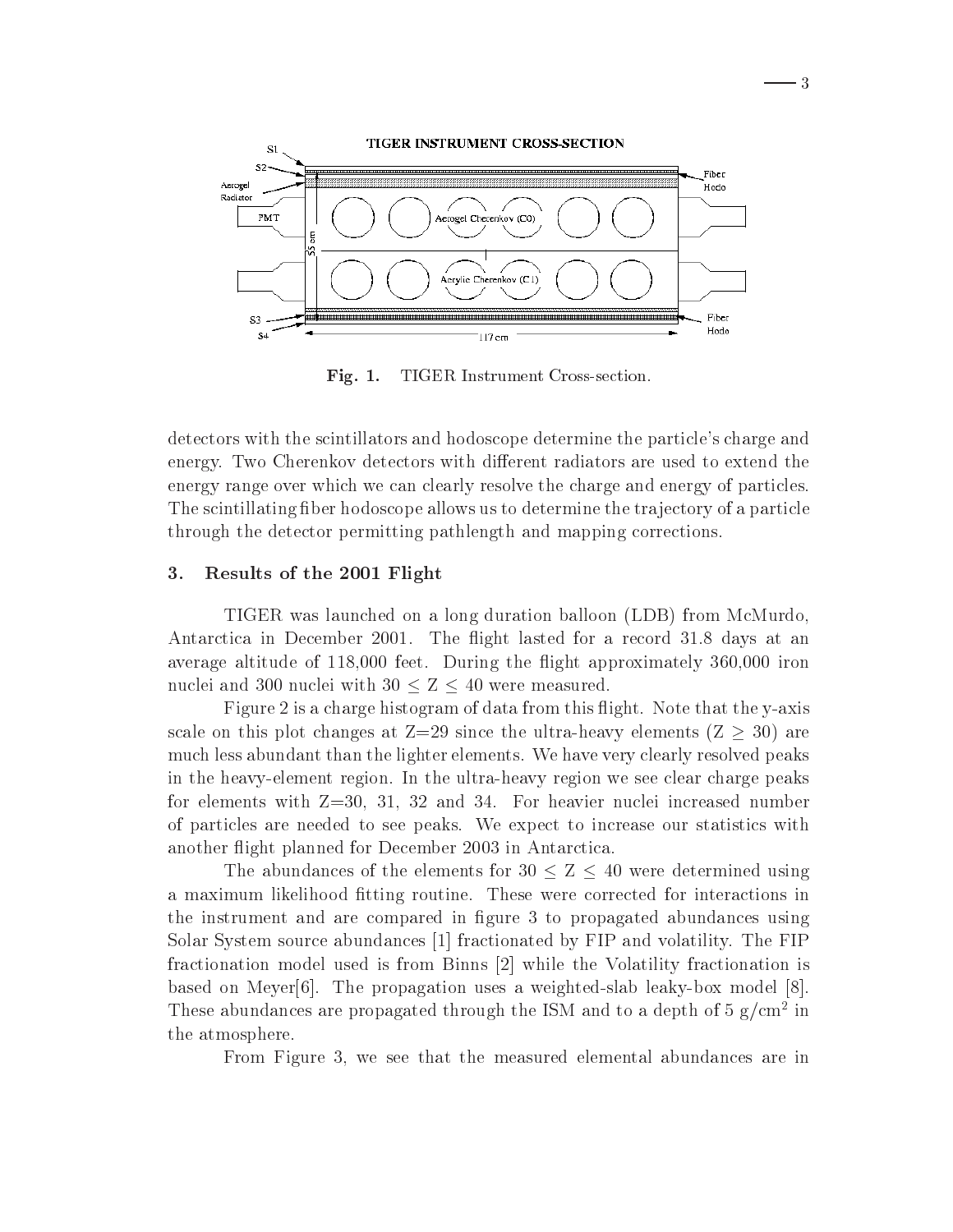Fig. 1. TIGER Instrument Cross-section.

detectors with the scintillators and hodoscope determine the particle's charge and energy. Two Cherenkov detectors with different radiators are used to extend the energy range over which we can clearly resolve the charge and energy of particles. The scintillating fiber hodoscope allows us to determine the trajectory of a particle through the detector permitting pathlength and mapping corrections.

## 3. Results of the 2001 Flight

TIGER was launched on a long duration balloon (LDB) from McMurdo, Antarctica in December 2001. The flight lasted for a record 31.8 days at an average altitude of 118,000 feet. During the flight approximately 360,000 iron nuclei and 300 nuclei with $30 \leq Z \leq 40$ were measured.

Figure 2 is a charge histogram of data from this flight. Note that the y-axis scale on this plot changes at Z=29 since the ultra-heavy elements ($Z \geq 30$) are much less abundant than the lighter elements. We have very clearly resolved peaks in the heavy-element region. In the ultra-heavy region we see clear charge peaks for elements with Z=30, 31, 32 and 34. For heavier nuclei increased number of particles are needed to see peaks. We expect to increase our statistics with another flight planned for December 2003 in Antarctica.

The abundances of the elements for $30 \leq Z \leq 40$ were determined using a maximum likelihood fitting routine. These were corrected for interactions in the instrument and are compared in figure 3 to propagated abundances using Solar System source abundances [1] fractionated by FIP and volatility. The FIP fractionation model used is from Binns [2] while the Volatility fractionation is based on Meyer[6]. The propagation uses a weighted-slab leaky-box model [8]. These abundances are propagated through the ISM and to a depth of 5 g/cm$^2$ in the atmosphere.

From Figure 3, we see that the measured elemental abundances are in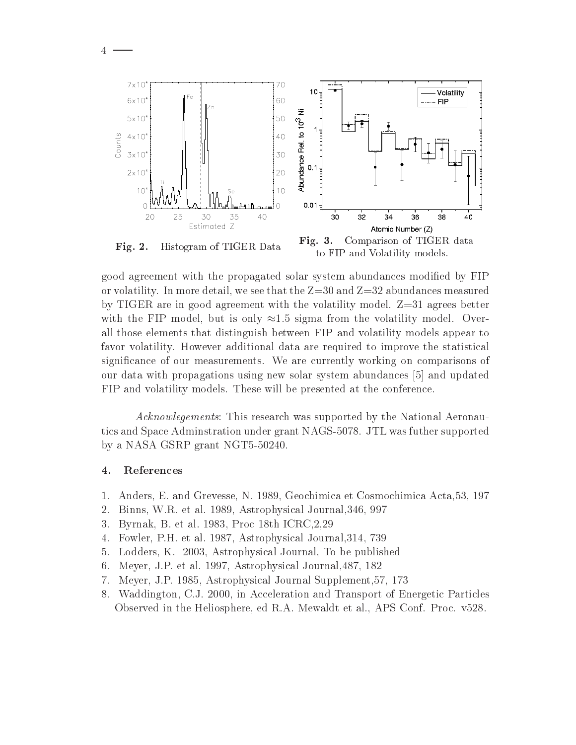Counts

7x10⁴

6x10⁴

5x10⁴

4x10⁴

3x10⁴

2x10⁴

10⁴

0

70

60

50

40

30

20

10

0

Ti

Fe

Zn

Se

20 25 30 35 40

Estimated Z

**Fig. 2.** Histogram of TIGER Data

Abundance Rel. to $10^3$ Ni

10

1

0.1

0.01

Volatility

FIP

30 32 34 36 38 40

Atomic Number (Z)

**Fig. 3.** Comparison of TIGER data to FIP and Volatility models.

good agreement with the propagated solar system abundances modified by FIP or volatility. In more detail, we see that the Z=30 and Z=32 abundances measured by TIGER are in good agreement with the volatility model. Z=31 agrees better with the FIP model, but is only ≈1.5 sigma from the volatility model. Overall those elements that distinguish between FIP and volatility models appear to favor volatility. However additional data are required to improve the statistical significance of our measurements. We are currently working on comparisons of our data with propagations using new solar system abundances [5] and updated FIP and volatility models. These will be presented at the conference.

*Acknowlegements*: This research was supported by the National Aeronautics and Space Adminstration under grant NAGS-5078. JTL was futher supported by a NASA GSRP grant NGT5-50240.

## 4. References

1. Anders, E. and Grevesse, N. 1989, Geochimica et Cosmochimica Acta,53, 197
2. Binns, W.R. et al. 1989, Astrophysical Journal,346, 997
3. Byrnak, B. et al. 1983, Proc 18th ICRC,2,29
4. Fowler, P.H. et al. 1987, Astrophysical Journal,314, 739
5. Lodders, K. 2003, Astrophysical Journal, To be published
6. Meyer, J.P. et al. 1997, Astrophysical Journal,487, 182
7. Meyer, J.P. 1985, Astrophysical Journal Supplement,57, 173
8. Waddington, C.J. 2000, in Acceleration and Transport of Energetic Particles Observed in the Heliosphere, ed R.A. Mewaldt et al., APS Conf. Proc. v528.